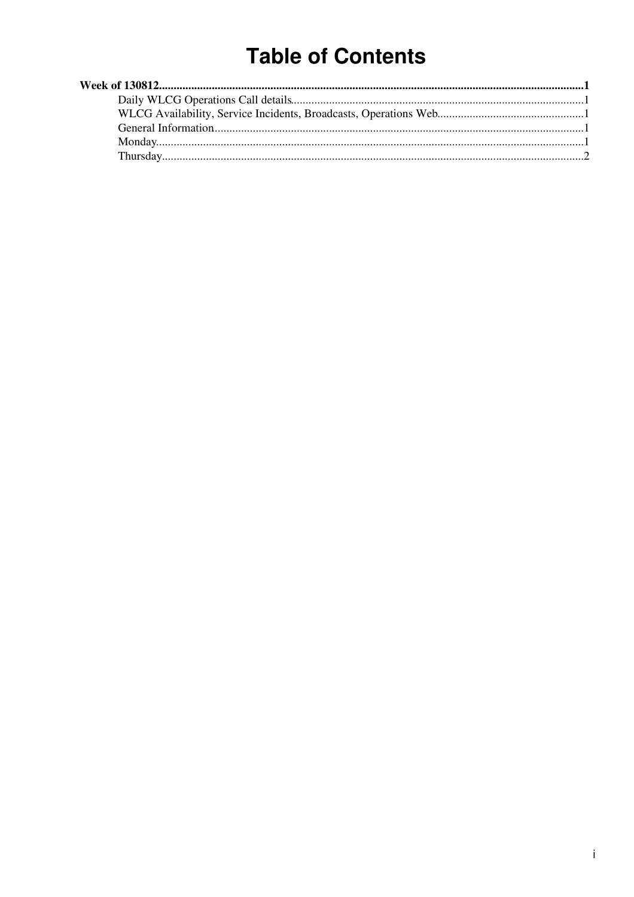# Table of Contents

**Week of 130812**.......................................................................................................................................**1**

- Daily WLCG Operations Call details...................................................................................................1
- WLCG Availability, Service Incidents, Broadcasts, Operations Web..................................................1
- General Information.............................................................................................................................1
- Monday.................................................................................................................................................1
- Thursday...............................................................................................................................................2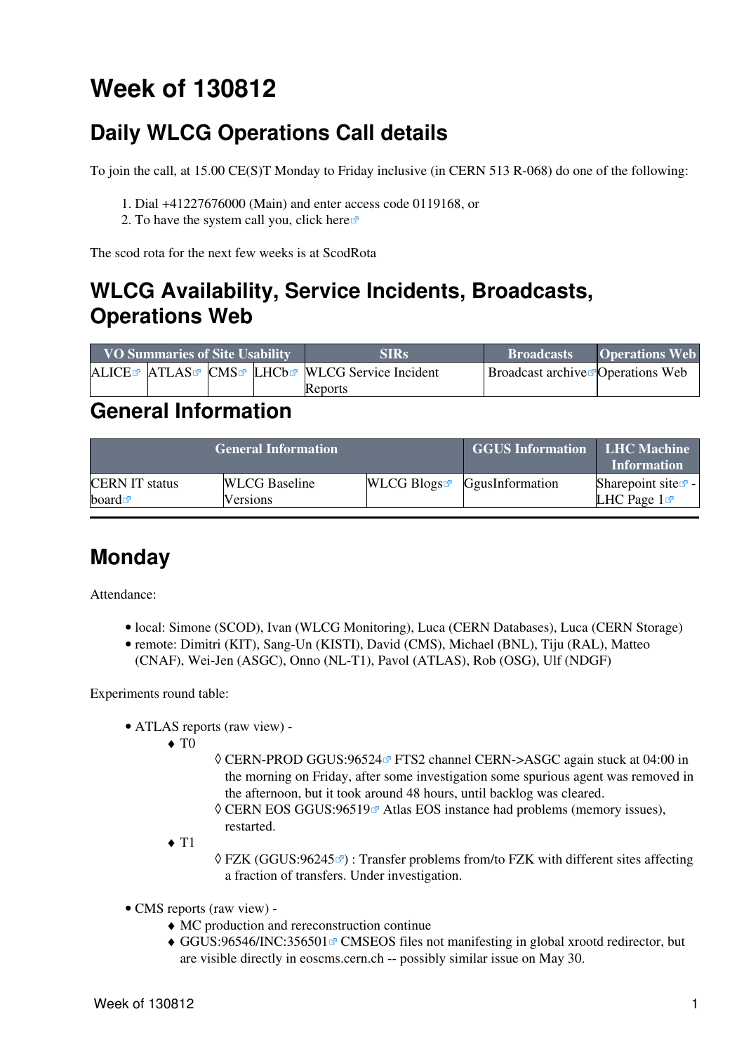# Week of 130812

## Daily WLCG Operations Call details

To join the call, at 15.00 CE(S)T Monday to Friday inclusive (in CERN 513 R-068) do one of the following:

1. Dial +41227676000 (Main) and enter access code 0119168, or
2. To have the system call you, click here

The scod rota for the next few weeks is at ScodRota

## WLCG Availability, Service Incidents, Broadcasts, Operations Web

| VO Summaries of Site Usability | | | | SIRs | Broadcasts | Operations Web |
|---|---|---|---|---|---|---|
| ALICE | ATLAS | CMS | LHCb | WLCG Service Incident Reports | Broadcast archive | Operations Web |

## General Information

| General Information | | | GGUS Information | LHC Machine Information |
|---|---|---|---|---|
| CERN IT status board | WLCG Baseline Versions | WLCG Blogs | GgusInformation | Sharepoint site - LHC Page 1 |

---

## Monday

Attendance:

- local: Simone (SCOD), Ivan (WLCG Monitoring), Luca (CERN Databases), Luca (CERN Storage)
- remote: Dimitri (KIT), Sang-Un (KISTI), David (CMS), Michael (BNL), Tiju (RAL), Matteo (CNAF), Wei-Jen (ASGC), Onno (NL-T1), Pavol (ATLAS), Rob (OSG), Ulf (NDGF)

Experiments round table:

- ATLAS reports (raw view) -
  - T0
    - CERN-PROD GGUS:96524 FTS2 channel CERN->ASGC again stuck at 04:00 in the morning on Friday, after some investigation some spurious agent was removed in the afternoon, but it took around 48 hours, until backlog was cleared.
    - CERN EOS GGUS:96519 Atlas EOS instance had problems (memory issues), restarted.
  - T1
    - FZK (GGUS:96245) : Transfer problems from/to FZK with different sites affecting a fraction of transfers. Under investigation.
- CMS reports (raw view) -
  - MC production and rereconstruction continue
  - GGUS:96546/INC:356501 CMSEOS files not manifesting in global xrootd redirector, but are visible directly in eoscms.cern.ch -- possibly similar issue on May 30.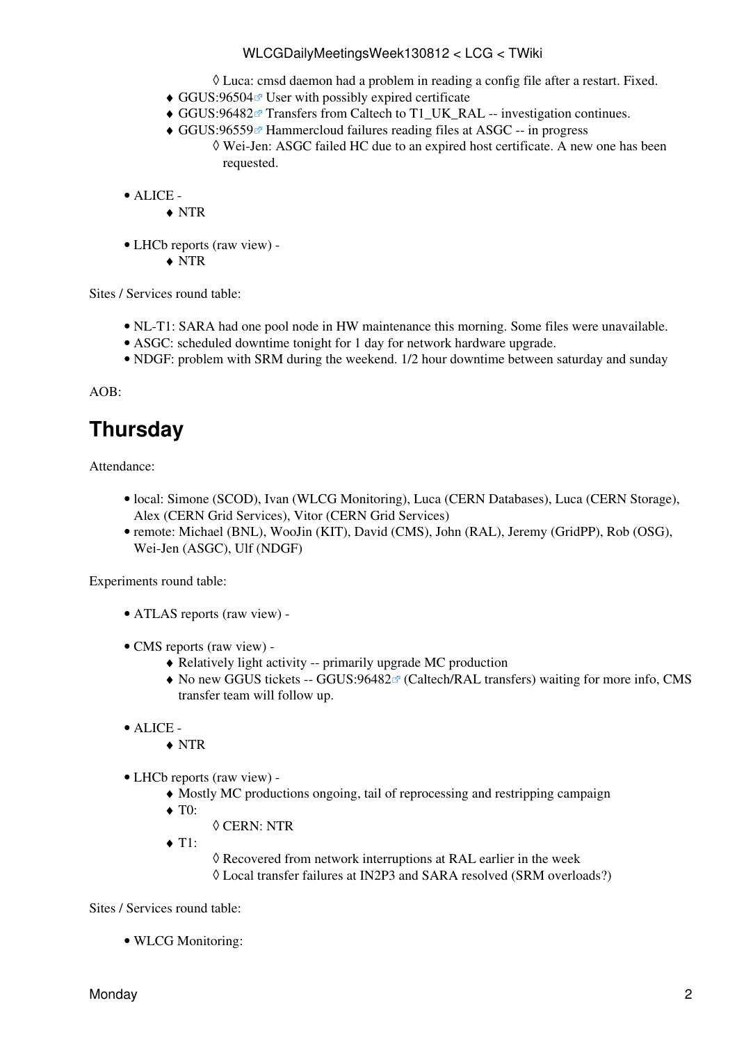- Luca: cmsd daemon had a problem in reading a config file after a restart. Fixed.
    - GGUS:96504 User with possibly expired certificate
    - GGUS:96482 Transfers from Caltech to T1_UK_RAL -- investigation continues.
    - GGUS:96559 Hammercloud failures reading files at ASGC -- in progress
        - Wei-Jen: ASGC failed HC due to an expired host certificate. A new one has been requested.

- ALICE -
    - NTR

- LHCb reports (raw view) -
    - NTR

Sites / Services round table:

- NL-T1: SARA had one pool node in HW maintenance this morning. Some files were unavailable.
- ASGC: scheduled downtime tonight for 1 day for network hardware upgrade.
- NDGF: problem with SRM during the weekend. 1/2 hour downtime between saturday and sunday

AOB:

## Thursday

Attendance:

- local: Simone (SCOD), Ivan (WLCG Monitoring), Luca (CERN Databases), Luca (CERN Storage), Alex (CERN Grid Services), Vitor (CERN Grid Services)
- remote: Michael (BNL), WooJin (KIT), David (CMS), John (RAL), Jeremy (GridPP), Rob (OSG), Wei-Jen (ASGC), Ulf (NDGF)

Experiments round table:

- ATLAS reports (raw view) -

- CMS reports (raw view) -
    - Relatively light activity -- primarily upgrade MC production
    - No new GGUS tickets -- GGUS:96482 (Caltech/RAL transfers) waiting for more info, CMS transfer team will follow up.

- ALICE -
    - NTR

- LHCb reports (raw view) -
    - Mostly MC productions ongoing, tail of reprocessing and restripping campaign
    - T0:
        - CERN: NTR
    - T1:
        - Recovered from network interruptions at RAL earlier in the week
        - Local transfer failures at IN2P3 and SARA resolved (SRM overloads?)

Sites / Services round table:

- WLCG Monitoring: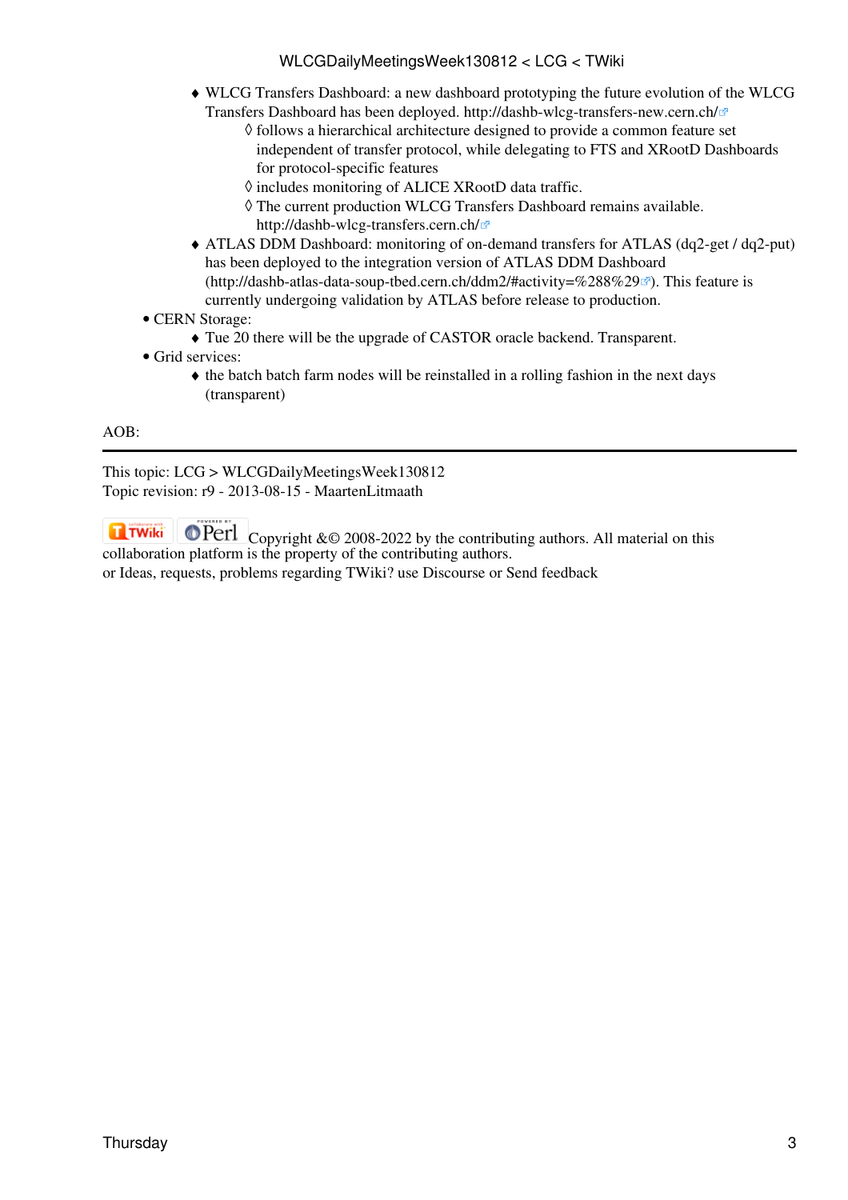- WLCG Transfers Dashboard: a new dashboard prototyping the future evolution of the WLCG Transfers Dashboard has been deployed. http://dashb-wlcg-transfers-new.cern.ch/
        - follows a hierarchical architecture designed to provide a common feature set independent of transfer protocol, while delegating to FTS and XRootD Dashboards for protocol-specific features
        - includes monitoring of ALICE XRootD data traffic.
        - The current production WLCG Transfers Dashboard remains available. http://dashb-wlcg-transfers.cern.ch/
    - ATLAS DDM Dashboard: monitoring of on-demand transfers for ATLAS (dq2-get / dq2-put) has been deployed to the integration version of ATLAS DDM Dashboard (http://dashb-atlas-data-soup-tbed.cern.ch/ddm2/#activity=%288%29). This feature is currently undergoing validation by ATLAS before release to production.
- CERN Storage:
    - Tue 20 there will be the upgrade of CASTOR oracle backend. Transparent.
- Grid services:
    - the batch batch farm nodes will be reinstalled in a rolling fashion in the next days (transparent)

AOB:

---

This topic: LCG > WLCGDailyMeetingsWeek130812
Topic revision: r9 - 2013-08-15 - MaartenLitmaath

Copyright &© 2008-2022 by the contributing authors. All material on this collaboration platform is the property of the contributing authors.
or Ideas, requests, problems regarding TWiki? use Discourse or Send feedback